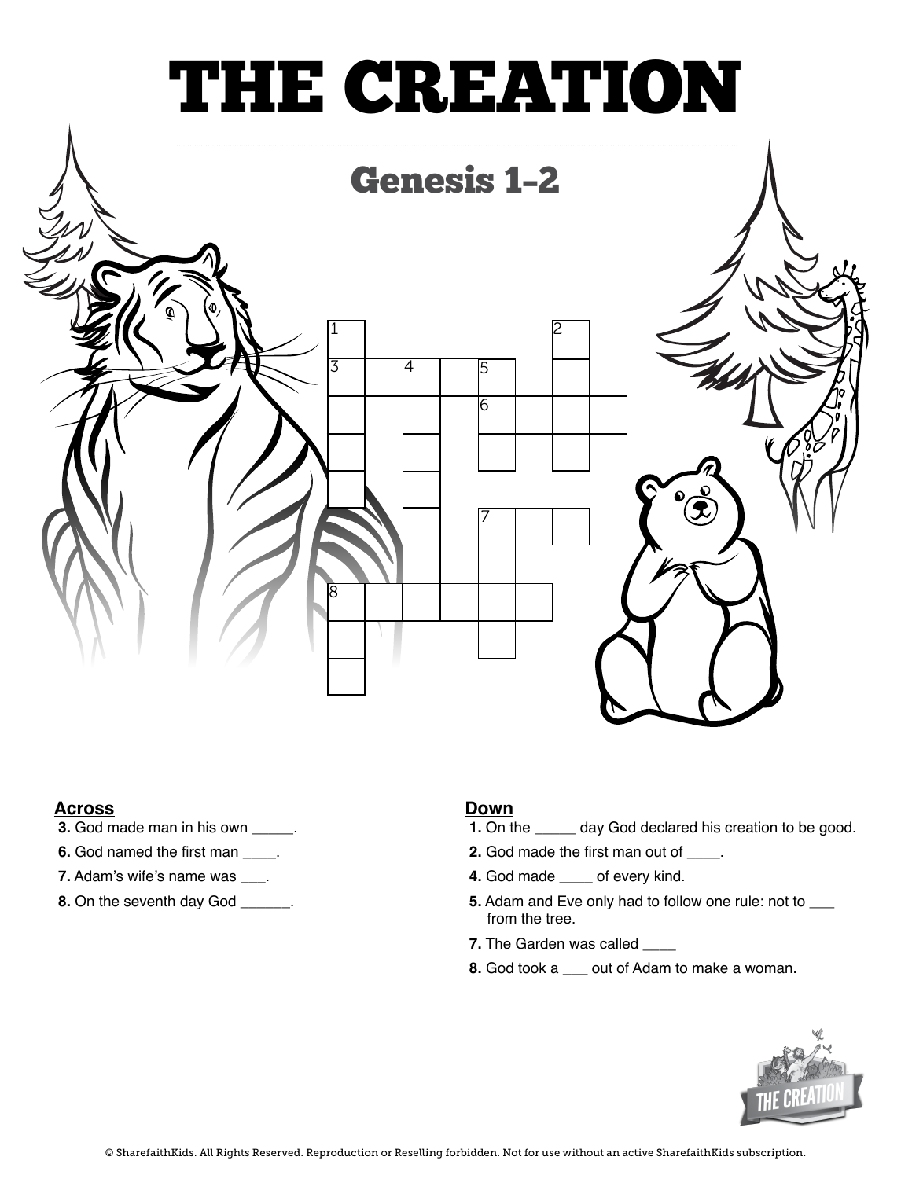# THE CREATION

## Genesis 1-2

**Across**

3. God made man in his own _____.
6. God named the first man ____.
7. Adam's wife's name was ___.
8. On the seventh day God ______.

**Down**

1. On the _____ day God declared his creation to be good.
2. God made the first man out of ____.
4. God made ____ of every kind.
5. Adam and Eve only had to follow one rule: not to ___ from the tree.
7. The Garden was called ____
8. God took a ___ out of Adam to make a woman.

© SharefaithKids. All Rights Reserved. Reproduction or Reselling forbidden. Not for use without an active SharefaithKids subscription.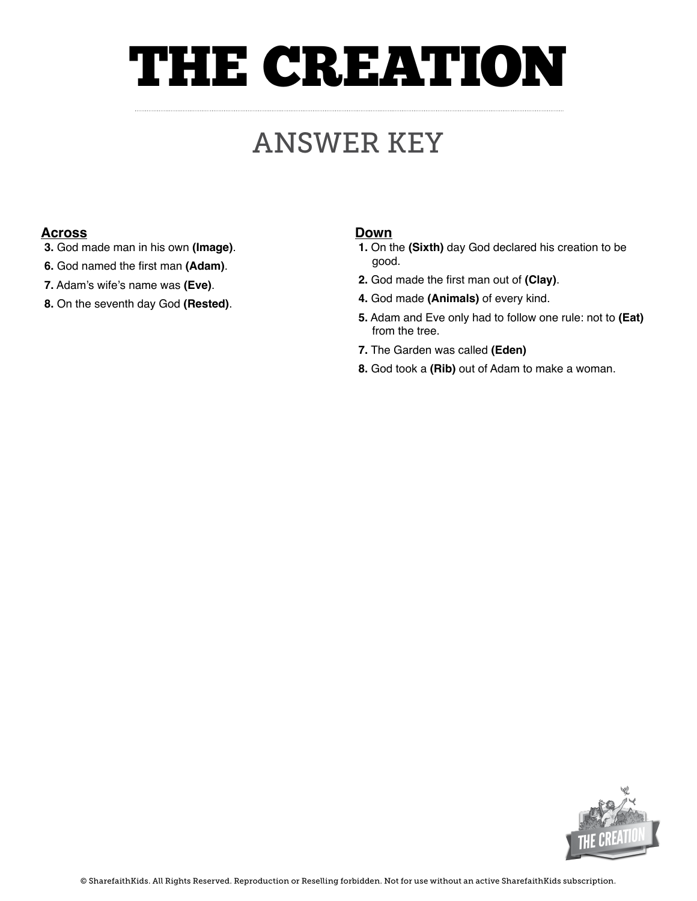# THE CREATION

## ANSWER KEY

**Across**

**3.** God made man in his own **(Image)**.

**6.** God named the first man **(Adam)**.

**7.** Adam's wife's name was **(Eve)**.

**8.** On the seventh day God **(Rested)**.

**Down**

**1.** On the **(Sixth)** day God declared his creation to be good.

**2.** God made the first man out of **(Clay)**.

**4.** God made **(Animals)** of every kind.

**5.** Adam and Eve only had to follow one rule: not to **(Eat)** from the tree.

**7.** The Garden was called **(Eden)**

**8.** God took a **(Rib)** out of Adam to make a woman.

© SharefaithKids. All Rights Reserved. Reproduction or Reselling forbidden. Not for use without an active SharefaithKids subscription.